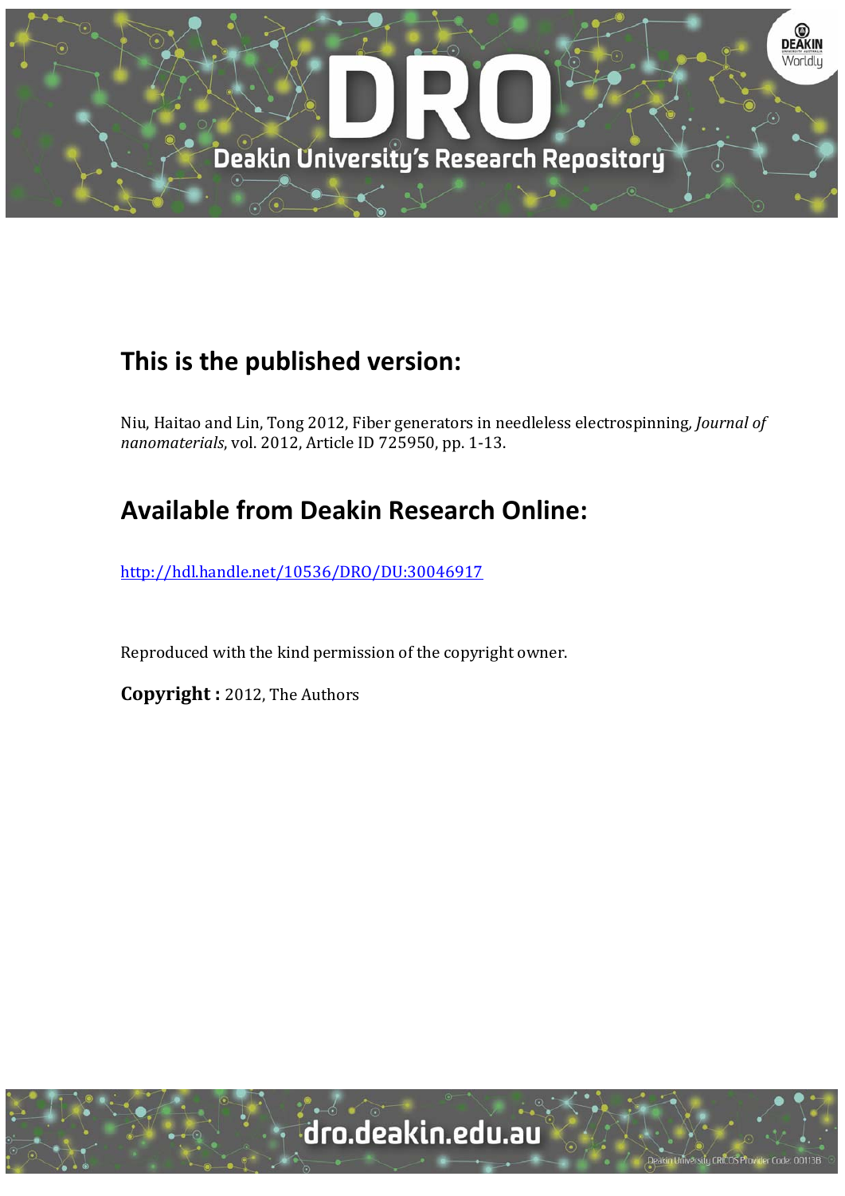# This is the published version:

Niu, Haitao and Lin, Tong 2012, Fiber generators in needleless electrospinning, *Journal of nanomaterials*, vol. 2012, Article ID 725950, pp. 1-13.

# Available from Deakin Research Online:

http://hdl.handle.net/10536/DRO/DU:30046917

Reproduced with the kind permission of the copyright owner.

**Copyright :** 2012, The Authors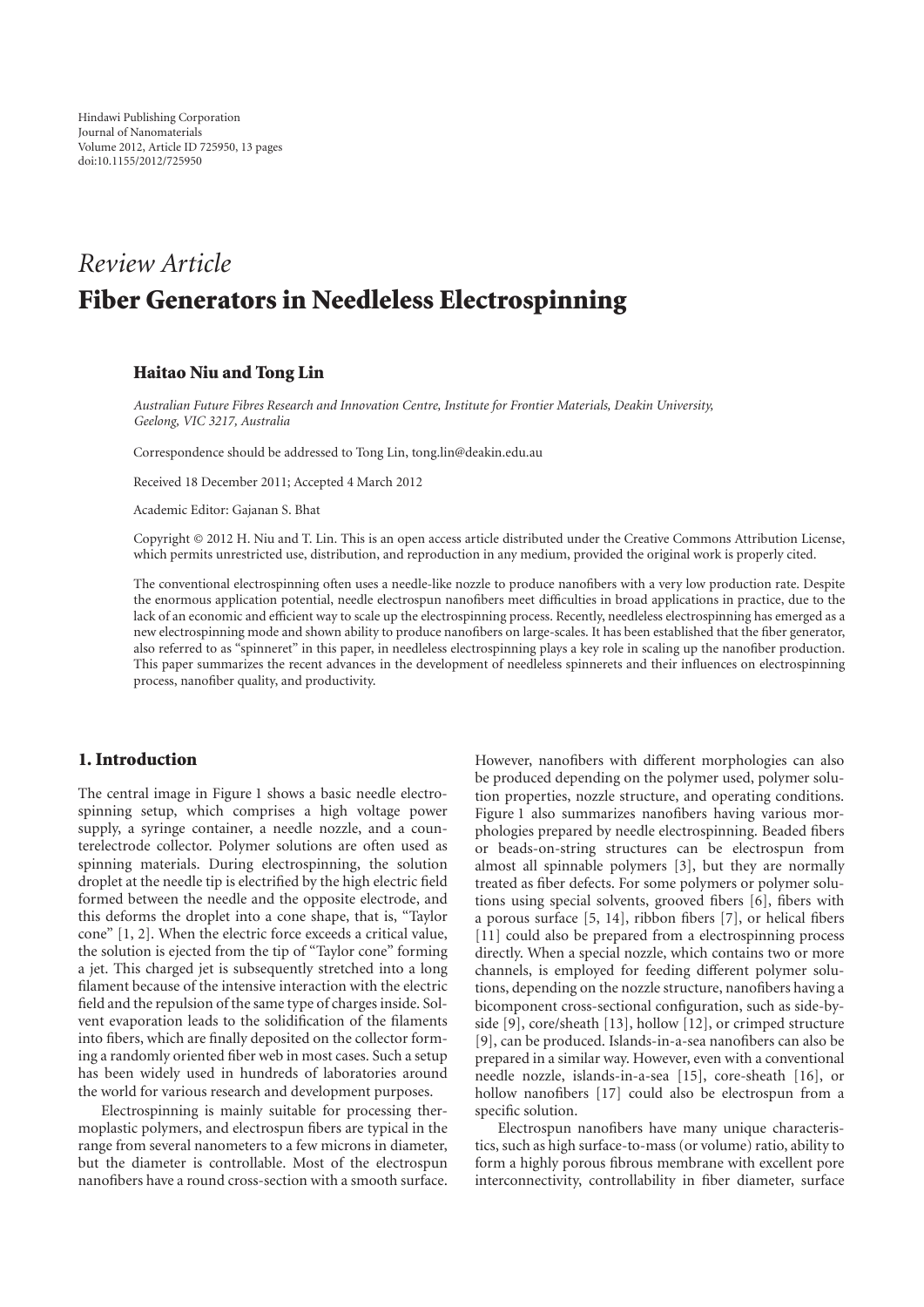Hindawi Publishing Corporation
Journal of Nanomaterials
Volume 2012, Article ID 725950, 13 pages
doi:10.1155/2012/725950

*Review Article*

# Fiber Generators in Needleless Electrospinning

**Haitao Niu and Tong Lin**

*Australian Future Fibres Research and Innovation Centre, Institute for Frontier Materials, Deakin University, Geelong, VIC 3217, Australia*

Correspondence should be addressed to Tong Lin, tong.lin@deakin.edu.au

Received 18 December 2011; Accepted 4 March 2012

Academic Editor: Gajanan S. Bhat

Copyright © 2012 H. Niu and T. Lin. This is an open access article distributed under the Creative Commons Attribution License, which permits unrestricted use, distribution, and reproduction in any medium, provided the original work is properly cited.

The conventional electrospinning often uses a needle-like nozzle to produce nanofibers with a very low production rate. Despite the enormous application potential, needle electrospun nanofibers meet difficulties in broad applications in practice, due to the lack of an economic and efficient way to scale up the electrospinning process. Recently, needleless electrospinning has emerged as a new electrospinning mode and shown ability to produce nanofibers on large-scales. It has been established that the fiber generator, also referred to as "spinneret" in this paper, in needleless electrospinning plays a key role in scaling up the nanofiber production. This paper summarizes the recent advances in the development of needleless spinnerets and their influences on electrospinning process, nanofiber quality, and productivity.

## 1. Introduction

The central image in Figure 1 shows a basic needle electrospinning setup, which comprises a high voltage power supply, a syringe container, a needle nozzle, and a counterelectrode collector. Polymer solutions are often used as spinning materials. During electrospinning, the solution droplet at the needle tip is electrified by the high electric field formed between the needle and the opposite electrode, and this deforms the droplet into a cone shape, that is, "Taylor cone" [1, 2]. When the electric force exceeds a critical value, the solution is ejected from the tip of "Taylor cone" forming a jet. This charged jet is subsequently stretched into a long filament because of the intensive interaction with the electric field and the repulsion of the same type of charges inside. Solvent evaporation leads to the solidification of the filaments into fibers, which are finally deposited on the collector forming a randomly oriented fiber web in most cases. Such a setup has been widely used in hundreds of laboratories around the world for various research and development purposes.

Electrospinning is mainly suitable for processing thermoplastic polymers, and electrospun fibers are typical in the range from several nanometers to a few microns in diameter, but the diameter is controllable. Most of the electrospun nanofibers have a round cross-section with a smooth surface. However, nanofibers with different morphologies can also be produced depending on the polymer used, polymer solution properties, nozzle structure, and operating conditions. Figure 1 also summarizes nanofibers having various morphologies prepared by needle electrospinning. Beaded fibers or beads-on-string structures can be electrospun from almost all spinnable polymers [3], but they are normally treated as fiber defects. For some polymers or polymer solutions using special solvents, grooved fibers [6], fibers with a porous surface [5, 14], ribbon fibers [7], or helical fibers [11] could also be prepared from a electrospinning process directly. When a special nozzle, which contains two or more channels, is employed for feeding different polymer solutions, depending on the nozzle structure, nanofibers having a bicomponent cross-sectional configuration, such as side-by-side [9], core/sheath [13], hollow [12], or crimped structure [9], can be produced. Islands-in-a-sea nanofibers can also be prepared in a similar way. However, even with a conventional needle nozzle, islands-in-a-sea [15], core-sheath [16], or hollow nanofibers [17] could also be electrospun from a specific solution.

Electrospun nanofibers have many unique characteristics, such as high surface-to-mass (or volume) ratio, ability to form a highly porous fibrous membrane with excellent pore interconnectivity, controllability in fiber diameter, surface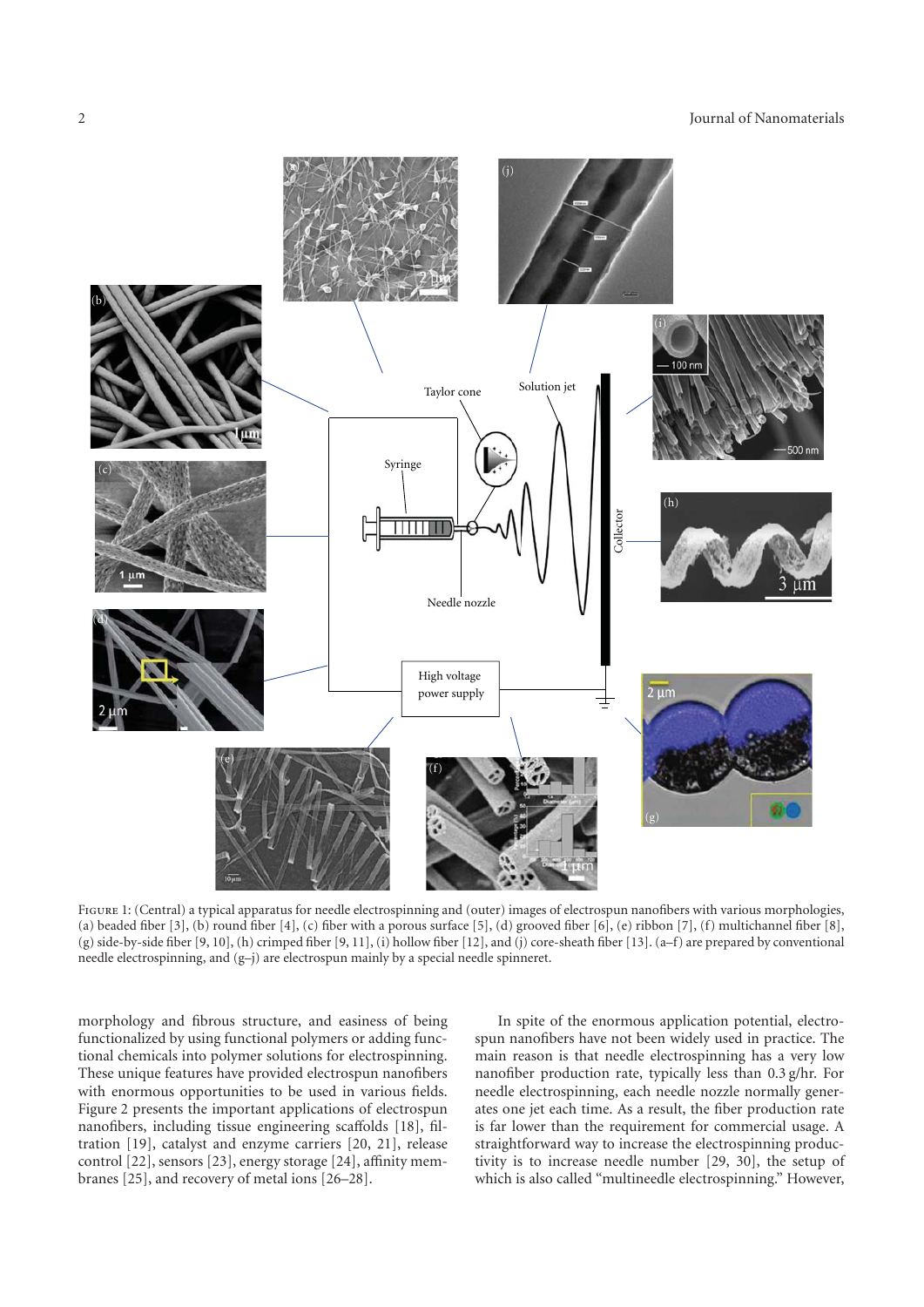Figure 1: (Central) a typical apparatus for needle electrospinning and (outer) images of electrospun nanofibers with various morphologies, (a) beaded fiber [3], (b) round fiber [4], (c) fiber with a porous surface [5], (d) grooved fiber [6], (e) ribbon [7], (f) multichannel fiber [8], (g) side-by-side fiber [9, 10], (h) crimped fiber [9, 11], (i) hollow fiber [12], and (j) core-sheath fiber [13]. (a–f) are prepared by conventional needle electrospinning, and (g–j) are electrospun mainly by a special needle spinneret.

morphology and fibrous structure, and easiness of being functionalized by using functional polymers or adding functional chemicals into polymer solutions for electrospinning. These unique features have provided electrospun nanofibers with enormous opportunities to be used in various fields. Figure 2 presents the important applications of electrospun nanofibers, including tissue engineering scaffolds [18], filtration [19], catalyst and enzyme carriers [20, 21], release control [22], sensors [23], energy storage [24], affinity membranes [25], and recovery of metal ions [26–28].

In spite of the enormous application potential, electrospun nanofibers have not been widely used in practice. The main reason is that needle electrospinning has a very low nanofiber production rate, typically less than 0.3 g/hr. For needle electrospinning, each needle nozzle normally generates one jet each time. As a result, the fiber production rate is far lower than the requirement for commercial usage. A straightforward way to increase the electrospinning productivity is to increase needle number [29, 30], the setup of which is also called "multineedle electrospinning." However,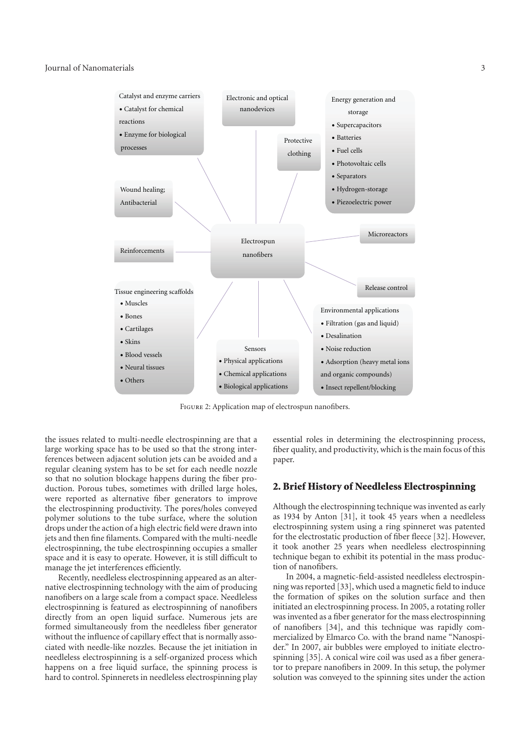Figure 2: Application map of electrospun nanofibers.

the issues related to multi-needle electrospinning are that a large working space has to be used so that the strong interferences between adjacent solution jets can be avoided and a regular cleaning system has to be set for each needle nozzle so that no solution blockage happens during the fiber production. Porous tubes, sometimes with drilled large holes, were reported as alternative fiber generators to improve the electrospinning productivity. The pores/holes conveyed polymer solutions to the tube surface, where the solution drops under the action of a high electric field were drawn into jets and then fine filaments. Compared with the multi-needle electrospinning, the tube electrospinning occupies a smaller space and it is easy to operate. However, it is still difficult to manage the jet interferences efficiently.

Recently, needleless electrospinning appeared as an alternative electrospinning technology with the aim of producing nanofibers on a large scale from a compact space. Needleless electrospinning is featured as electrospinning of nanofibers directly from an open liquid surface. Numerous jets are formed simultaneously from the needleless fiber generator without the influence of capillary effect that is normally associated with needle-like nozzles. Because the jet initiation in needleless electrospinning is a self-organized process which happens on a free liquid surface, the spinning process is hard to control. Spinnerets in needleless electrospinning play essential roles in determining the electrospinning process, fiber quality, and productivity, which is the main focus of this paper.

## 2. Brief History of Needleless Electrospinning

Although the electrospinning technique was invented as early as 1934 by Anton [31], it took 45 years when a needleless electrospinning system using a ring spinneret was patented for the electrostatic production of fiber fleece [32]. However, it took another 25 years when needleless electrospinning technique began to exhibit its potential in the mass production of nanofibers.

In 2004, a magnetic-field-assisted needleless electrospinning was reported [33], which used a magnetic field to induce the formation of spikes on the solution surface and then initiated an electrospinning process. In 2005, a rotating roller was invented as a fiber generator for the mass electrospinning of nanofibers [34], and this technique was rapidly commercialized by Elmarco Co. with the brand name "Nanospider." In 2007, air bubbles were employed to initiate electrospinning [35]. A conical wire coil was used as a fiber generator to prepare nanofibers in 2009. In this setup, the polymer solution was conveyed to the spinning sites under the action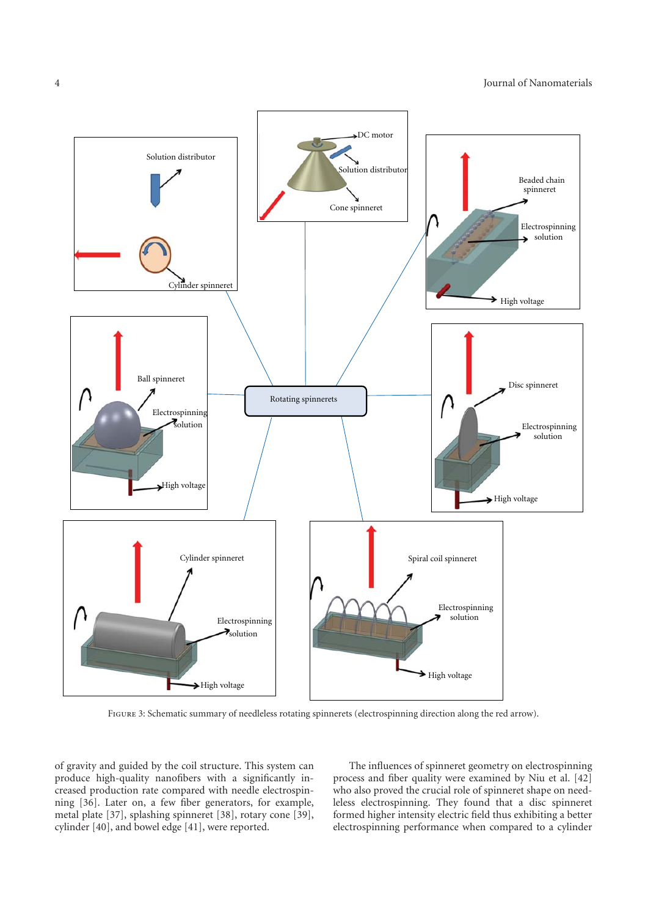Figure 3: Schematic summary of needleless rotating spinnerets (electrospinning direction along the red arrow).

of gravity and guided by the coil structure. This system can produce high-quality nanofibers with a significantly increased production rate compared with needle electrospinning [36]. Later on, a few fiber generators, for example, metal plate [37], splashing spinneret [38], rotary cone [39], cylinder [40], and bowel edge [41], were reported.

The influences of spinneret geometry on electrospinning process and fiber quality were examined by Niu et al. [42] who also proved the crucial role of spinneret shape on needleless electrospinning. They found that a disc spinneret formed higher intensity electric field thus exhibiting a better electrospinning performance when compared to a cylinder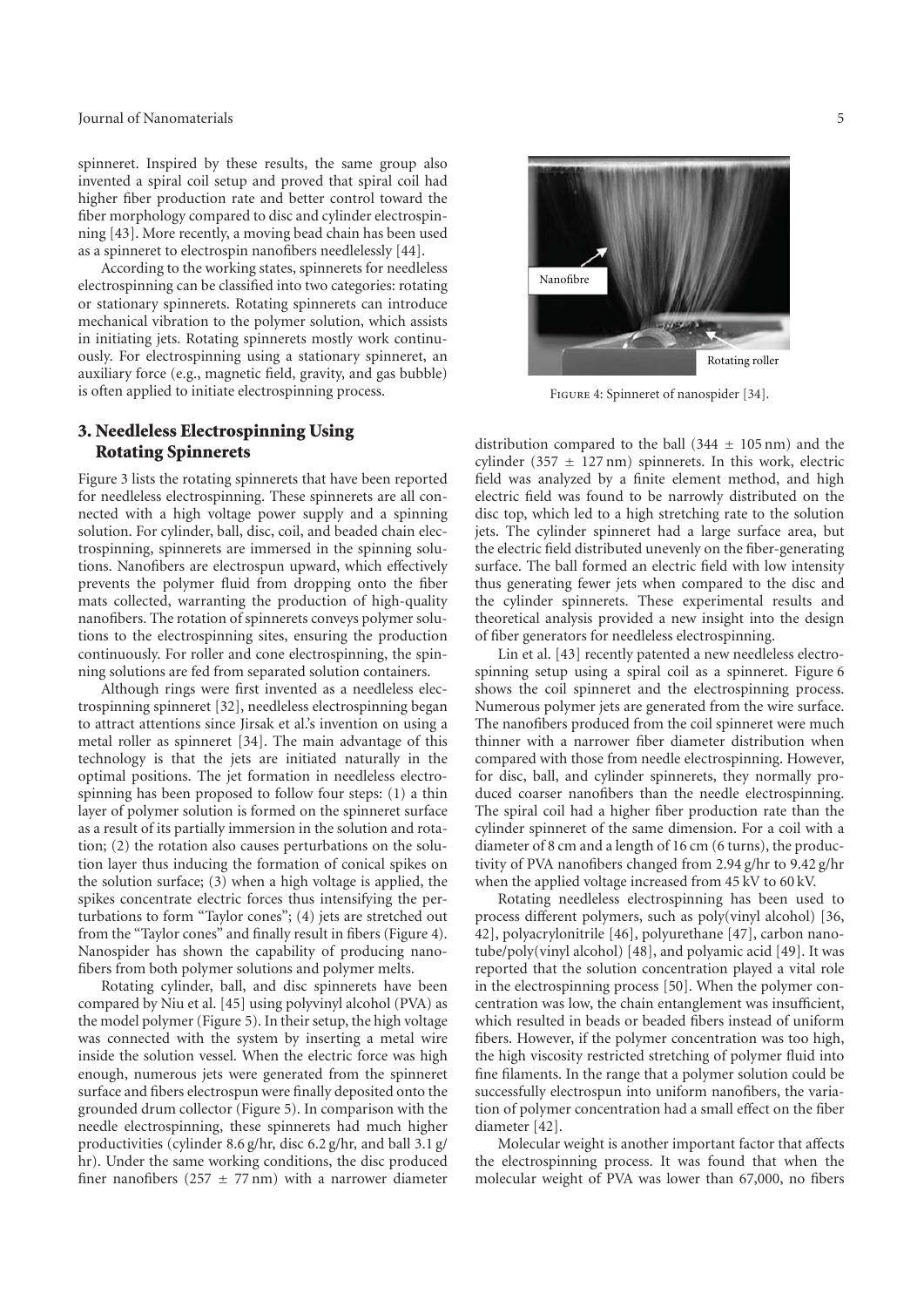spinneret. Inspired by these results, the same group also invented a spiral coil setup and proved that spiral coil had higher fiber production rate and better control toward the fiber morphology compared to disc and cylinder electrospinning [43]. More recently, a moving bead chain has been used as a spinneret to electrospin nanofibers needlelessly [44].

According to the working states, spinnerets for needleless electrospinning can be classified into two categories: rotating or stationary spinnerets. Rotating spinnerets can introduce mechanical vibration to the polymer solution, which assists in initiating jets. Rotating spinnerets mostly work continuously. For electrospinning using a stationary spinneret, an auxiliary force (e.g., magnetic field, gravity, and gas bubble) is often applied to initiate electrospinning process.

## 3. Needleless Electrospinning Using Rotating Spinnerets

Figure 3 lists the rotating spinnerets that have been reported for needleless electrospinning. These spinnerets are all connected with a high voltage power supply and a spinning solution. For cylinder, ball, disc, coil, and beaded chain electrospinning, spinnerets are immersed in the spinning solutions. Nanofibers are electrospun upward, which effectively prevents the polymer fluid from dropping onto the fiber mats collected, warranting the production of high-quality nanofibers. The rotation of spinnerets conveys polymer solutions to the electrospinning sites, ensuring the production continuously. For roller and cone electrospinning, the spinning solutions are fed from separated solution containers.

Although rings were first invented as a needleless electrospinning spinneret [32], needleless electrospinning began to attract attentions since Jirsak et al.'s invention on using a metal roller as spinneret [34]. The main advantage of this technology is that the jets are initiated naturally in the optimal positions. The jet formation in needleless electrospinning has been proposed to follow four steps: (1) a thin layer of polymer solution is formed on the spinneret surface as a result of its partially immersion in the solution and rotation; (2) the rotation also causes perturbations on the solution layer thus inducing the formation of conical spikes on the solution surface; (3) when a high voltage is applied, the spikes concentrate electric forces thus intensifying the perturbations to form "Taylor cones"; (4) jets are stretched out from the "Taylor cones" and finally result in fibers (Figure 4). Nanospider has shown the capability of producing nanofibers from both polymer solutions and polymer melts.

Nanofibre

Rotating roller

Figure 4: Spinneret of nanospider [34].

Rotating cylinder, ball, and disc spinnerets have been compared by Niu et al. [45] using polyvinyl alcohol (PVA) as the model polymer (Figure 5). In their setup, the high voltage was connected with the system by inserting a metal wire inside the solution vessel. When the electric force was high enough, numerous jets were generated from the spinneret surface and fibers electrospun were finally deposited onto the grounded drum collector (Figure 5). In comparison with the needle electrospinning, these spinnerets had much higher productivities (cylinder 8.6 g/hr, disc 6.2 g/hr, and ball 3.1 g/hr). Under the same working conditions, the disc produced finer nanofibers ($257 \pm 77$ nm) with a narrower diameter distribution compared to the ball ($344 \pm 105$ nm) and the cylinder ($357 \pm 127$ nm) spinnerets. In this work, electric field was analyzed by a finite element method, and high electric field was found to be narrowly distributed on the disc top, which led to a high stretching rate to the solution jets. The cylinder spinneret had a large surface area, but the electric field distributed unevenly on the fiber-generating surface. The ball formed an electric field with low intensity thus generating fewer jets when compared to the disc and the cylinder spinnerets. These experimental results and theoretical analysis provided a new insight into the design of fiber generators for needleless electrospinning.

Lin et al. [43] recently patented a new needleless electrospinning setup using a spiral coil as a spinneret. Figure 6 shows the coil spinneret and the electrospinning process. Numerous polymer jets are generated from the wire surface. The nanofibers produced from the coil spinneret were much thinner with a narrower fiber diameter distribution when compared with those from needle electrospinning. However, for disc, ball, and cylinder spinnerets, they normally produced coarser nanofibers than the needle electrospinning. The spiral coil had a higher fiber production rate than the cylinder spinneret of the same dimension. For a coil with a diameter of 8 cm and a length of 16 cm (6 turns), the productivity of PVA nanofibers changed from 2.94 g/hr to 9.42 g/hr when the applied voltage increased from 45 kV to 60 kV.

Rotating needleless electrospinning has been used to process different polymers, such as poly(vinyl alcohol) [36, 42], polyacrylonitrile [46], polyurethane [47], carbon nanotube/poly(vinyl alcohol) [48], and polyamic acid [49]. It was reported that the solution concentration played a vital role in the electrospinning process [50]. When the polymer concentration was low, the chain entanglement was insufficient, which resulted in beads or beaded fibers instead of uniform fibers. However, if the polymer concentration was too high, the high viscosity restricted stretching of polymer fluid into fine filaments. In the range that a polymer solution could be successfully electrospun into uniform nanofibers, the variation of polymer concentration had a small effect on the fiber diameter [42].

Molecular weight is another important factor that affects the electrospinning process. It was found that when the molecular weight of PVA was lower than 67,000, no fibers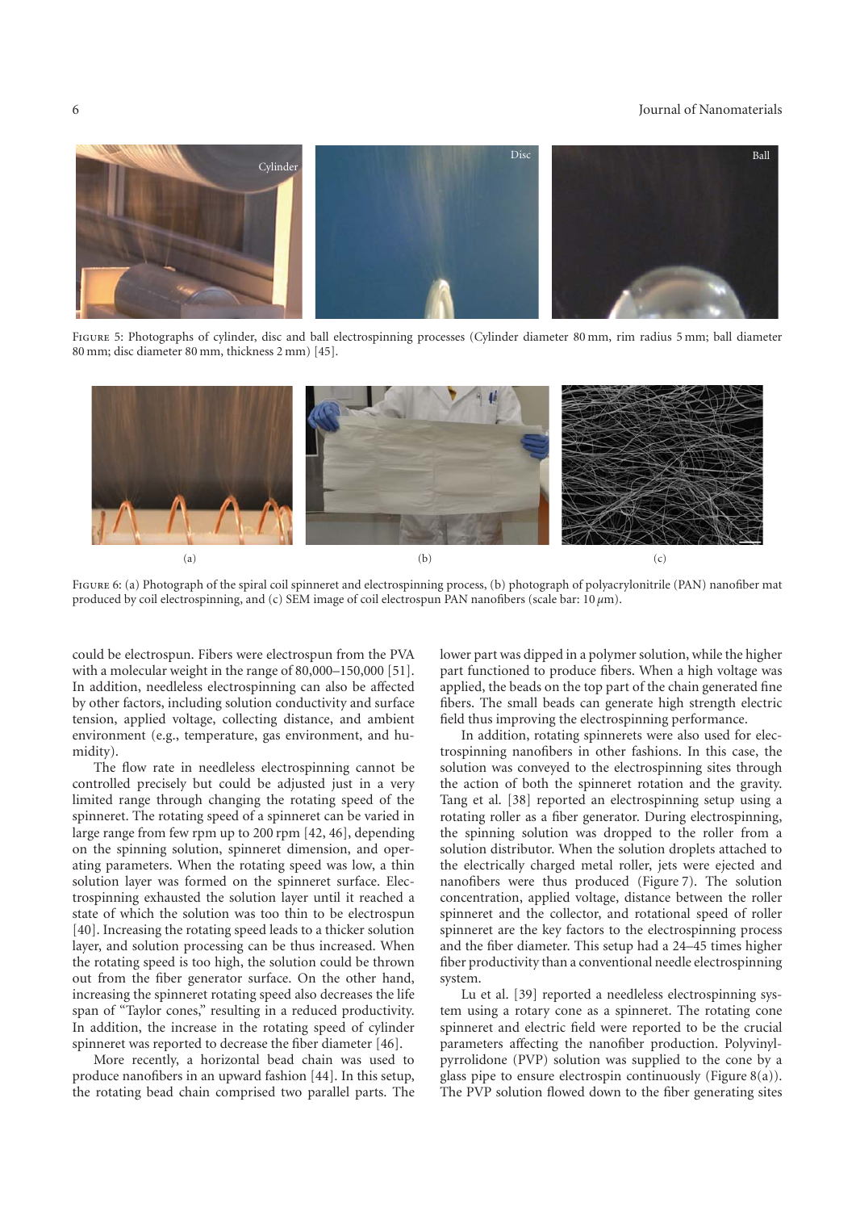Cylinder

Disc

Ball

Figure 5: Photographs of cylinder, disc and ball electrospinning processes (Cylinder diameter 80 mm, rim radius 5 mm; ball diameter 80 mm; disc diameter 80 mm, thickness 2 mm) [45].

(a)

(b)

(c)

Figure 6: (a) Photograph of the spiral coil spinneret and electrospinning process, (b) photograph of polyacrylonitrile (PAN) nanofiber mat produced by coil electrospinning, and (c) SEM image of coil electrospun PAN nanofibers (scale bar: 10 $\mu$m).

could be electrospun. Fibers were electrospun from the PVA with a molecular weight in the range of 80,000–150,000 [51]. In addition, needleless electrospinning can also be affected by other factors, including solution conductivity and surface tension, applied voltage, collecting distance, and ambient environment (e.g., temperature, gas environment, and humidity).

The flow rate in needleless electrospinning cannot be controlled precisely but could be adjusted just in a very limited range through changing the rotating speed of the spinneret. The rotating speed of a spinneret can be varied in large range from few rpm up to 200 rpm [42, 46], depending on the spinning solution, spinneret dimension, and operating parameters. When the rotating speed was low, a thin solution layer was formed on the spinneret surface. Electrospinning exhausted the solution layer until it reached a state of which the solution was too thin to be electrospun [40]. Increasing the rotating speed leads to a thicker solution layer, and solution processing can be thus increased. When the rotating speed is too high, the solution could be thrown out from the fiber generator surface. On the other hand, increasing the spinneret rotating speed also decreases the life span of "Taylor cones," resulting in a reduced productivity. In addition, the increase in the rotating speed of cylinder spinneret was reported to decrease the fiber diameter [46].

More recently, a horizontal bead chain was used to produce nanofibers in an upward fashion [44]. In this setup, the rotating bead chain comprised two parallel parts. The lower part was dipped in a polymer solution, while the higher part functioned to produce fibers. When a high voltage was applied, the beads on the top part of the chain generated fine fibers. The small beads can generate high strength electric field thus improving the electrospinning performance.

In addition, rotating spinnerets were also used for electrospinning nanofibers in other fashions. In this case, the solution was conveyed to the electrospinning sites through the action of both the spinneret rotation and the gravity. Tang et al. [38] reported an electrospinning setup using a rotating roller as a fiber generator. During electrospinning, the spinning solution was dropped to the roller from a solution distributor. When the solution droplets attached to the electrically charged metal roller, jets were ejected and nanofibers were thus produced (Figure 7). The solution concentration, applied voltage, distance between the roller spinneret and the collector, and rotational speed of roller spinneret are the key factors to the electrospinning process and the fiber diameter. This setup had a 24–45 times higher fiber productivity than a conventional needle electrospinning system.

Lu et al. [39] reported a needleless electrospinning system using a rotary cone as a spinneret. The rotating cone spinneret and electric field were reported to be the crucial parameters affecting the nanofiber production. Polyvinylpyrrolidone (PVP) solution was supplied to the cone by a glass pipe to ensure electrospin continuously (Figure 8(a)). The PVP solution flowed down to the fiber generating sites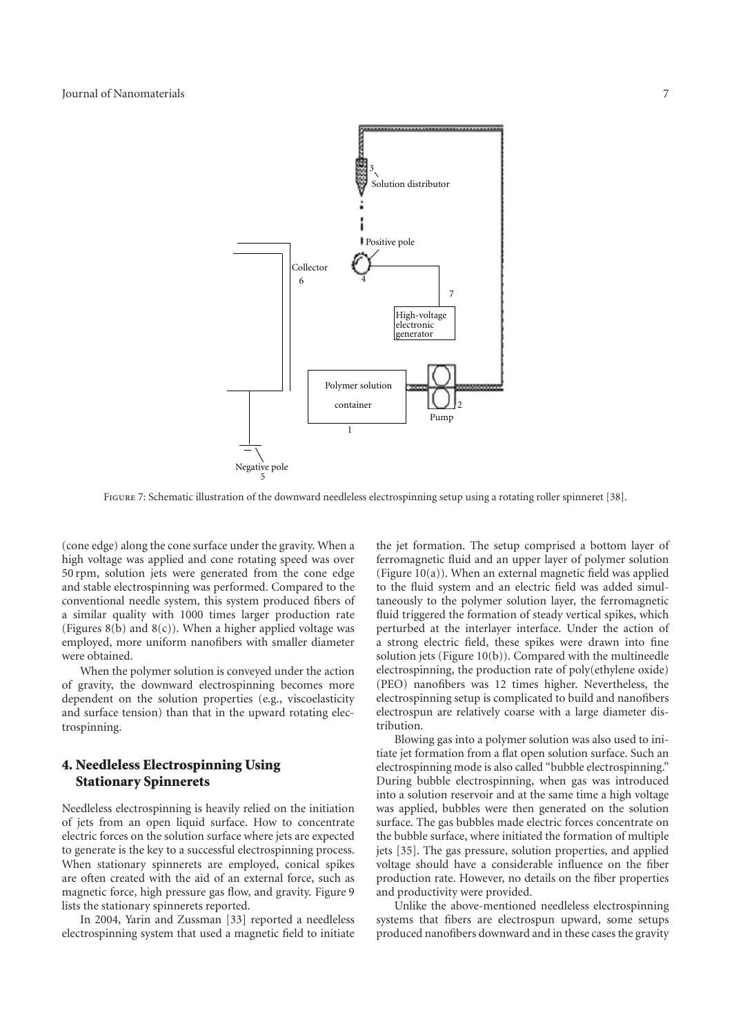Figure 7: Schematic illustration of the downward needleless electrospinning setup using a rotating roller spinneret [38].

(cone edge) along the cone surface under the gravity. When a high voltage was applied and cone rotating speed was over 50 rpm, solution jets were generated from the cone edge and stable electrospinning was performed. Compared to the conventional needle system, this system produced fibers of a similar quality with 1000 times larger production rate (Figures 8(b) and 8(c)). When a higher applied voltage was employed, more uniform nanofibers with smaller diameter were obtained.

When the polymer solution is conveyed under the action of gravity, the downward electrospinning becomes more dependent on the solution properties (e.g., viscoelasticity and surface tension) than that in the upward rotating electrospinning.

## 4. Needleless Electrospinning Using Stationary Spinnerets

Needleless electrospinning is heavily relied on the initiation of jets from an open liquid surface. How to concentrate electric forces on the solution surface where jets are expected to generate is the key to a successful electrospinning process. When stationary spinnerets are employed, conical spikes are often created with the aid of an external force, such as magnetic force, high pressure gas flow, and gravity. Figure 9 lists the stationary spinnerets reported.

In 2004, Yarin and Zussman [33] reported a needleless electrospinning system that used a magnetic field to initiate the jet formation. The setup comprised a bottom layer of ferromagnetic fluid and an upper layer of polymer solution (Figure 10(a)). When an external magnetic field was applied to the fluid system and an electric field was added simultaneously to the polymer solution layer, the ferromagnetic fluid triggered the formation of steady vertical spikes, which perturbed at the interlayer interface. Under the action of a strong electric field, these spikes were drawn into fine solution jets (Figure 10(b)). Compared with the multineedle electrospinning, the production rate of poly(ethylene oxide) (PEO) nanofibers was 12 times higher. Nevertheless, the electrospinning setup is complicated to build and nanofibers electrospun are relatively coarse with a large diameter distribution.

Blowing gas into a polymer solution was also used to initiate jet formation from a flat open solution surface. Such an electrospinning mode is also called "bubble electrospinning." During bubble electrospinning, when gas was introduced into a solution reservoir and at the same time a high voltage was applied, bubbles were then generated on the solution surface. The gas bubbles made electric forces concentrate on the bubble surface, where initiated the formation of multiple jets [35]. The gas pressure, solution properties, and applied voltage should have a considerable influence on the fiber production rate. However, no details on the fiber properties and productivity were provided.

Unlike the above-mentioned needleless electrospinning systems that fibers are electrospun upward, some setups produced nanofibers downward and in these cases the gravity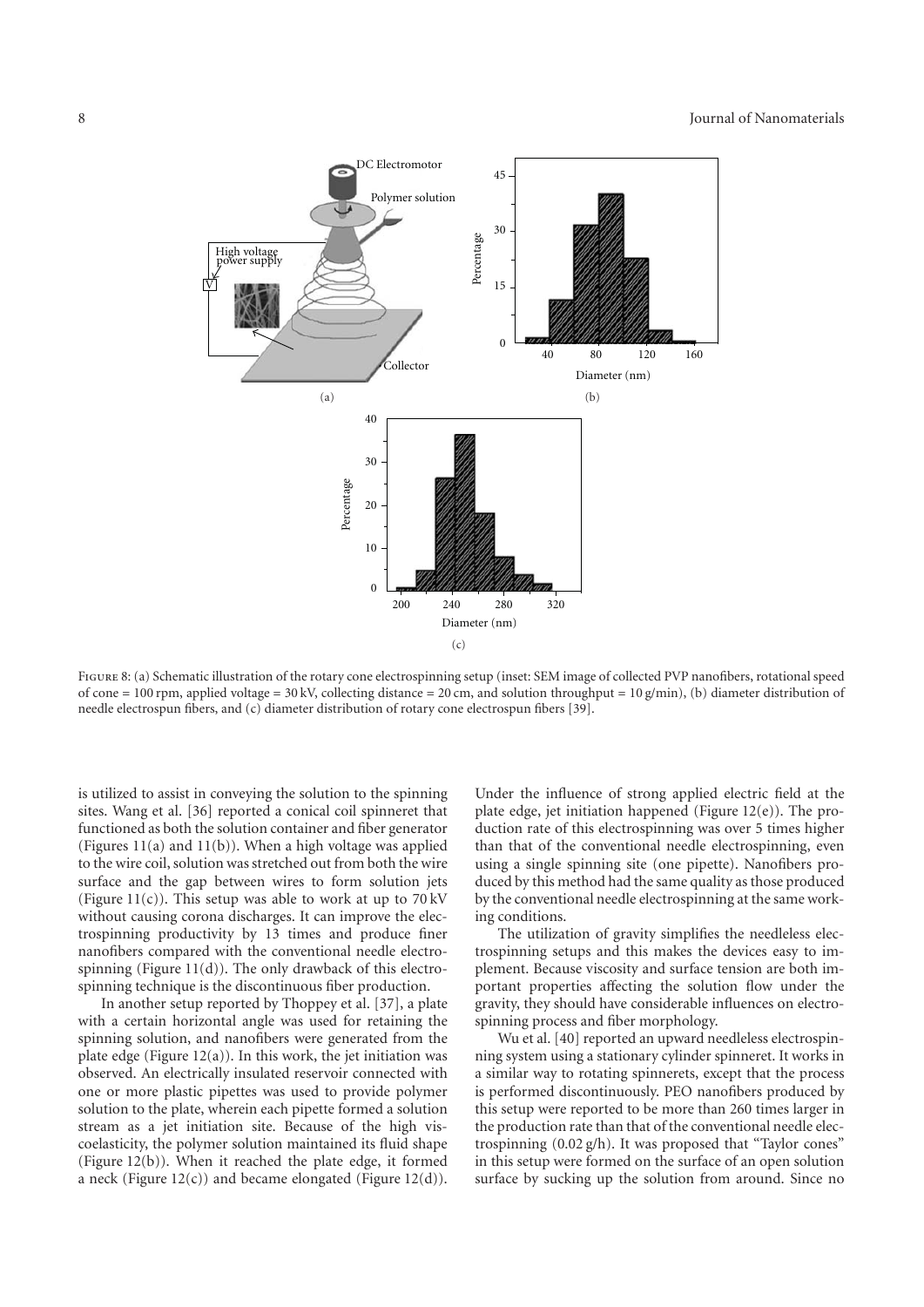FIGURE 8: (a) Schematic illustration of the rotary cone electrospinning setup (inset: SEM image of collected PVP nanofibers, rotational speed of cone = 100 rpm, applied voltage = 30 kV, collecting distance = 20 cm, and solution throughput = 10 g/min), (b) diameter distribution of needle electrospun fibers, and (c) diameter distribution of rotary cone electrospun fibers [39].

is utilized to assist in conveying the solution to the spinning sites. Wang et al. [36] reported a conical coil spinneret that functioned as both the solution container and fiber generator (Figures 11(a) and 11(b)). When a high voltage was applied to the wire coil, solution was stretched out from both the wire surface and the gap between wires to form solution jets (Figure 11(c)). This setup was able to work at up to 70 kV without causing corona discharges. It can improve the electrospinning productivity by 13 times and produce finer nanofibers compared with the conventional needle electrospinning (Figure 11(d)). The only drawback of this electrospinning technique is the discontinuous fiber production.

In another setup reported by Thoppey et al. [37], a plate with a certain horizontal angle was used for retaining the spinning solution, and nanofibers were generated from the plate edge (Figure 12(a)). In this work, the jet initiation was observed. An electrically insulated reservoir connected with one or more plastic pipettes was used to provide polymer solution to the plate, wherein each pipette formed a solution stream as a jet initiation site. Because of the high viscoelasticity, the polymer solution maintained its fluid shape (Figure 12(b)). When it reached the plate edge, it formed a neck (Figure 12(c)) and became elongated (Figure 12(d)). Under the influence of strong applied electric field at the plate edge, jet initiation happened (Figure 12(e)). The production rate of this electrospinning was over 5 times higher than that of the conventional needle electrospinning, even using a single spinning site (one pipette). Nanofibers produced by this method had the same quality as those produced by the conventional needle electrospinning at the same working conditions.

The utilization of gravity simplifies the needleless electrospinning setups and this makes the devices easy to implement. Because viscosity and surface tension are both important properties affecting the solution flow under the gravity, they should have considerable influences on electrospinning process and fiber morphology.

Wu et al. [40] reported an upward needleless electrospinning system using a stationary cylinder spinneret. It works in a similar way to rotating spinnerets, except that the process is performed discontinuously. PEO nanofibers produced by this setup were reported to be more than 260 times larger in the production rate than that of the conventional needle electrospinning (0.02 g/h). It was proposed that "Taylor cones" in this setup were formed on the surface of an open solution surface by sucking up the solution from around. Since no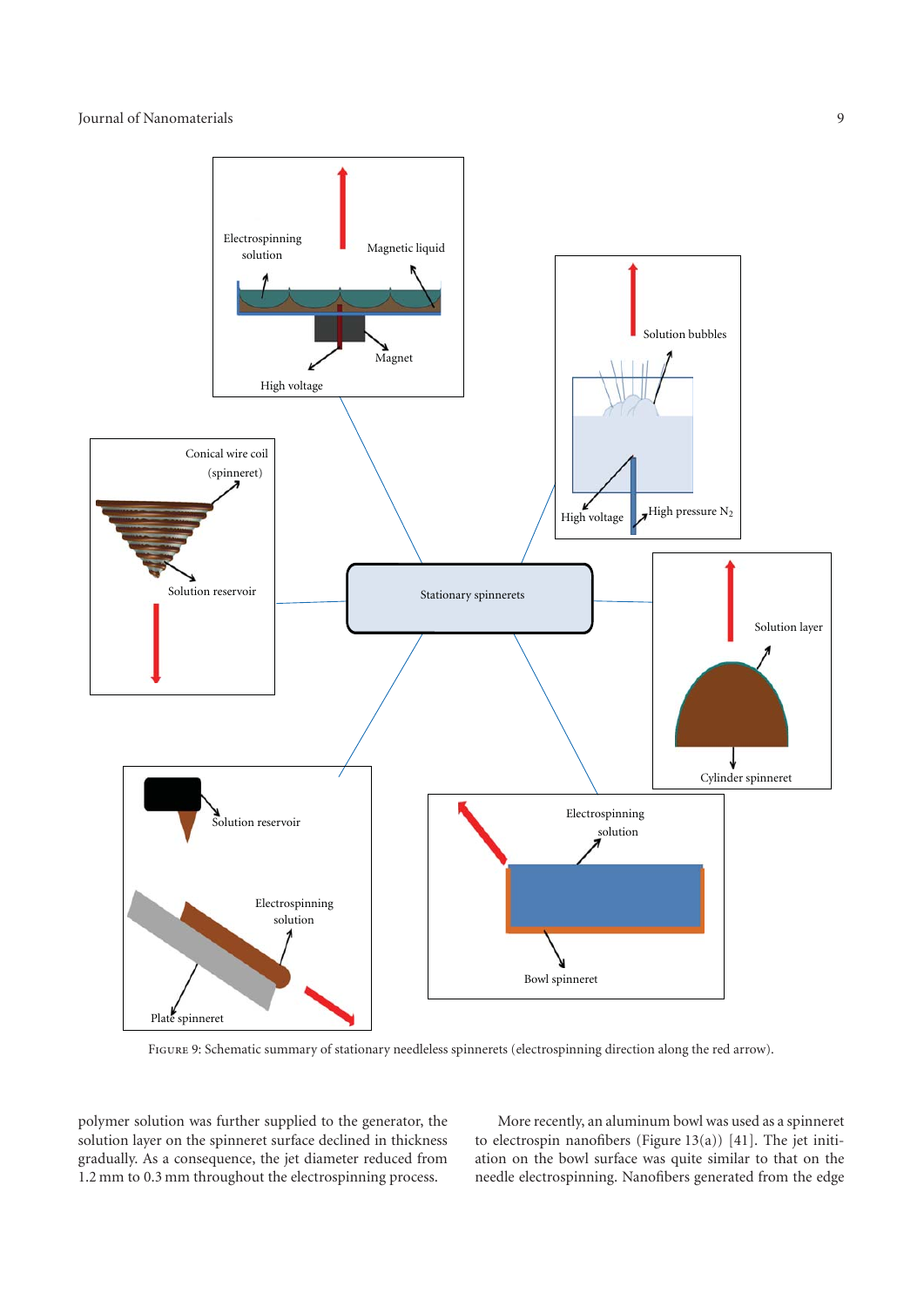Figure 9: Schematic summary of stationary needleless spinnerets (electrospinning direction along the red arrow).

polymer solution was further supplied to the generator, the solution layer on the spinneret surface declined in thickness gradually. As a consequence, the jet diameter reduced from 1.2 mm to 0.3 mm throughout the electrospinning process.

More recently, an aluminum bowl was used as a spinneret to electrospin nanofibers (Figure 13(a)) [41]. The jet initiation on the bowl surface was quite similar to that on the needle electrospinning. Nanofibers generated from the edge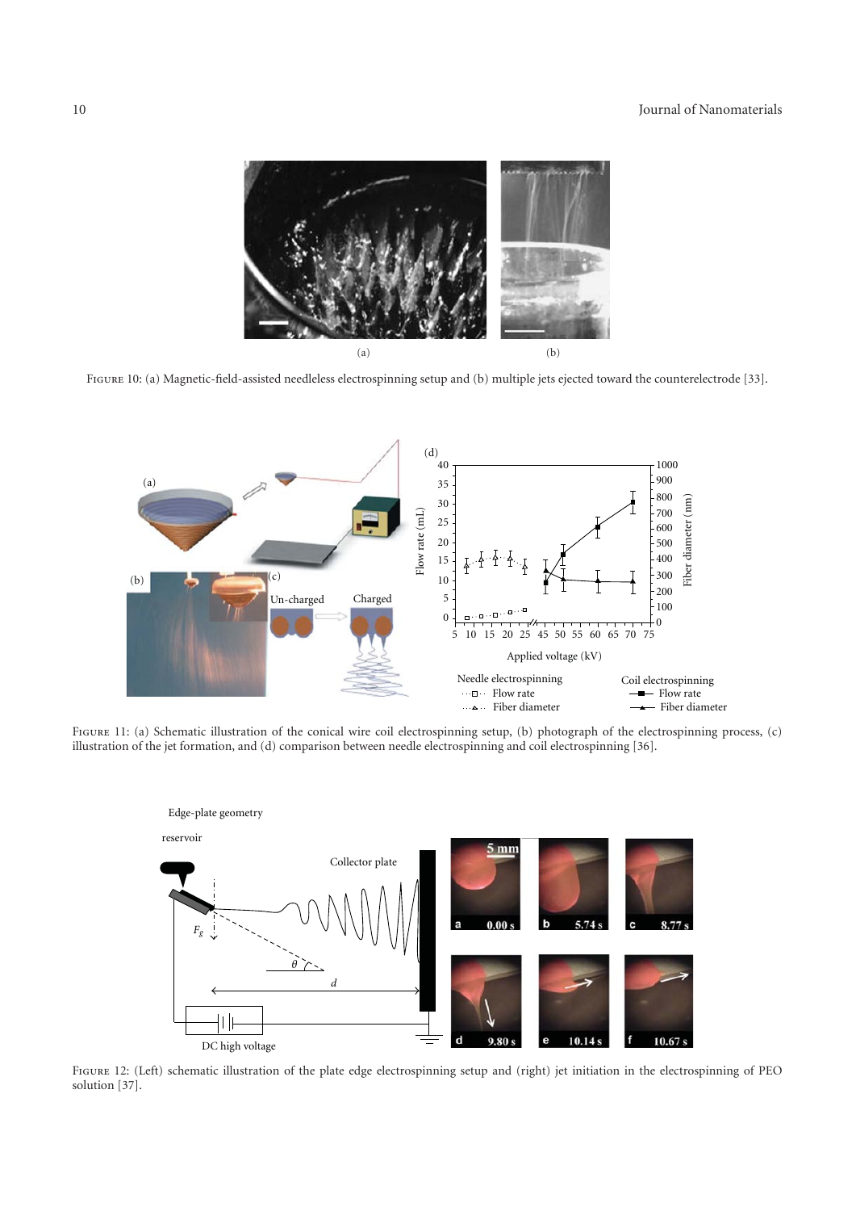Figure 10: (a) Magnetic-field-assisted needleless electrospinning setup and (b) multiple jets ejected toward the counterelectrode [33].

Figure 11: (a) Schematic illustration of the conical wire coil electrospinning setup, (b) photograph of the electrospinning process, (c) illustration of the jet formation, and (d) comparison between needle electrospinning and coil electrospinning [36].

Figure 12: (Left) schematic illustration of the plate edge electrospinning setup and (right) jet initiation in the electrospinning of PEO solution [37].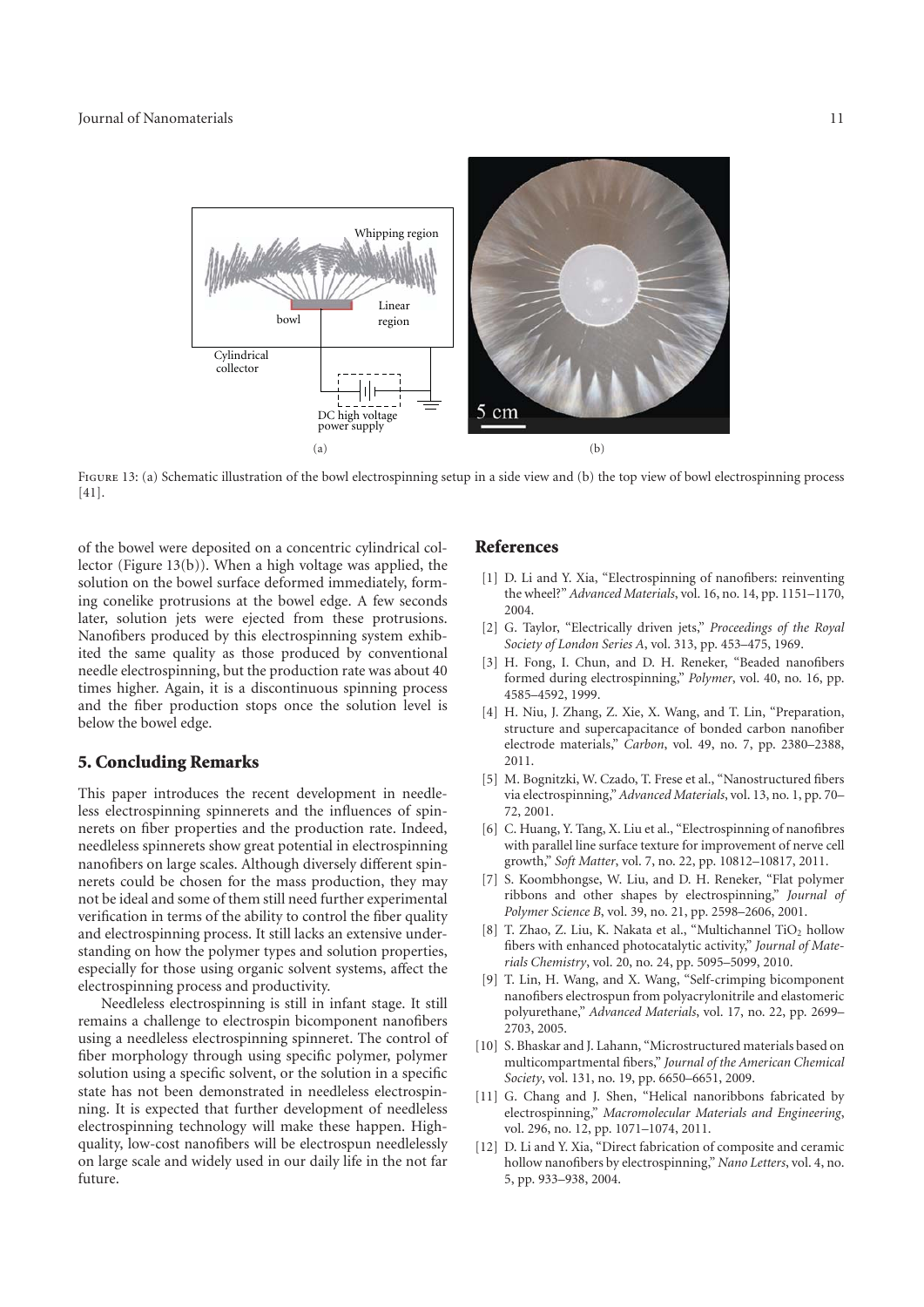Figure 13: (a) Schematic illustration of the bowl electrospinning setup in a side view and (b) the top view of bowl electrospinning process [41].

of the bowel were deposited on a concentric cylindrical collector (Figure 13(b)). When a high voltage was applied, the solution on the bowel surface deformed immediately, forming conelike protrusions at the bowel edge. A few seconds later, solution jets were ejected from these protrusions. Nanofibers produced by this electrospinning system exhibited the same quality as those produced by conventional needle electrospinning, but the production rate was about 40 times higher. Again, it is a discontinuous spinning process and the fiber production stops once the solution level is below the bowel edge.

## 5. Concluding Remarks

This paper introduces the recent development in needleless electrospinning spinnerets and the influences of spinnerets on fiber properties and the production rate. Indeed, needleless spinnerets show great potential in electrospinning nanofibers on large scales. Although diversely different spinnerets could be chosen for the mass production, they may not be ideal and some of them still need further experimental verification in terms of the ability to control the fiber quality and electrospinning process. It still lacks an extensive understanding on how the polymer types and solution properties, especially for those using organic solvent systems, affect the electrospinning process and productivity.

Needleless electrospinning is still in infant stage. It still remains a challenge to electrospin bicomponent nanofibers using a needleless electrospinning spinneret. The control of fiber morphology through using specific polymer, polymer solution using a specific solvent, or the solution in a specific state has not been demonstrated in needleless electrospinning. It is expected that further development of needleless electrospinning technology will make these happen. High-quality, low-cost nanofibers will be electrospun needlelessly on large scale and widely used in our daily life in the not far future.

## References

[1] D. Li and Y. Xia, "Electrospinning of nanofibers: reinventing the wheel?" *Advanced Materials*, vol. 16, no. 14, pp. 1151–1170, 2004.

[2] G. Taylor, "Electrically driven jets," *Proceedings of the Royal Society of London Series A*, vol. 313, pp. 453–475, 1969.

[3] H. Fong, I. Chun, and D. H. Reneker, "Beaded nanofibers formed during electrospinning," *Polymer*, vol. 40, no. 16, pp. 4585–4592, 1999.

[4] H. Niu, J. Zhang, Z. Xie, X. Wang, and T. Lin, "Preparation, structure and supercapacitance of bonded carbon nanofiber electrode materials," *Carbon*, vol. 49, no. 7, pp. 2380–2388, 2011.

[5] M. Bognitzki, W. Czado, T. Frese et al., "Nanostructured fibers via electrospinning," *Advanced Materials*, vol. 13, no. 1, pp. 70–72, 2001.

[6] C. Huang, Y. Tang, X. Liu et al., "Electrospinning of nanofibres with parallel line surface texture for improvement of nerve cell growth," *Soft Matter*, vol. 7, no. 22, pp. 10812–10817, 2011.

[7] S. Koombhongse, W. Liu, and D. H. Reneker, "Flat polymer ribbons and other shapes by electrospinning," *Journal of Polymer Science B*, vol. 39, no. 21, pp. 2598–2606, 2001.

[8] T. Zhao, Z. Liu, K. Nakata et al., "Multichannel $TiO_2$ hollow fibers with enhanced photocatalytic activity," *Journal of Materials Chemistry*, vol. 20, no. 24, pp. 5095–5099, 2010.

[9] T. Lin, H. Wang, and X. Wang, "Self-crimping bicomponent nanofibers electrospun from polyacrylonitrile and elastomeric polyurethane," *Advanced Materials*, vol. 17, no. 22, pp. 2699–2703, 2005.

[10] S. Bhaskar and J. Lahann, "Microstructured materials based on multicompartmental fibers," *Journal of the American Chemical Society*, vol. 131, no. 19, pp. 6650–6651, 2009.

[11] G. Chang and J. Shen, "Helical nanoribbons fabricated by electrospinning," *Macromolecular Materials and Engineering*, vol. 296, no. 12, pp. 1071–1074, 2011.

[12] D. Li and Y. Xia, "Direct fabrication of composite and ceramic hollow nanofibers by electrospinning," *Nano Letters*, vol. 4, no. 5, pp. 933–938, 2004.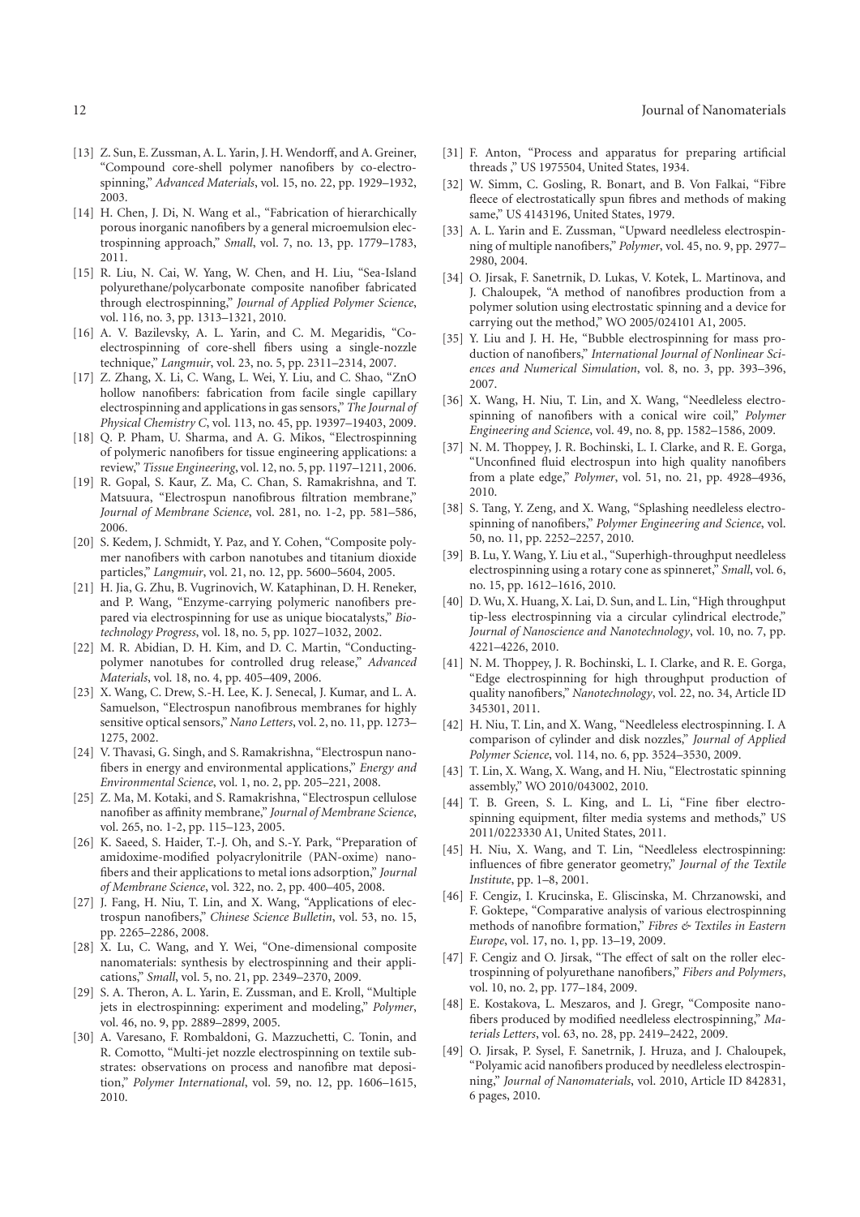[13] Z. Sun, E. Zussman, A. L. Yarin, J. H. Wendorff, and A. Greiner, "Compound core-shell polymer nanofibers by co-electrospinning," *Advanced Materials*, vol. 15, no. 22, pp. 1929–1932, 2003.

[14] H. Chen, J. Di, N. Wang et al., "Fabrication of hierarchically porous inorganic nanofibers by a general microemulsion electrospinning approach," *Small*, vol. 7, no. 13, pp. 1779–1783, 2011.

[15] R. Liu, N. Cai, W. Yang, W. Chen, and H. Liu, "Sea-Island polyurethane/polycarbonate composite nanofiber fabricated through electrospinning," *Journal of Applied Polymer Science*, vol. 116, no. 3, pp. 1313–1321, 2010.

[16] A. V. Bazilevsky, A. L. Yarin, and C. M. Megaridis, "Co-electrospinning of core-shell fibers using a single-nozzle technique," *Langmuir*, vol. 23, no. 5, pp. 2311–2314, 2007.

[17] Z. Zhang, X. Li, C. Wang, L. Wei, Y. Liu, and C. Shao, "ZnO hollow nanofibers: fabrication from facile single capillary electrospinning and applications in gas sensors," *The Journal of Physical Chemistry C*, vol. 113, no. 45, pp. 19397–19403, 2009.

[18] Q. P. Pham, U. Sharma, and A. G. Mikos, "Electrospinning of polymeric nanofibers for tissue engineering applications: a review," *Tissue Engineering*, vol. 12, no. 5, pp. 1197–1211, 2006.

[19] R. Gopal, S. Kaur, Z. Ma, C. Chan, S. Ramakrishna, and T. Matsuura, "Electrospun nanofibrous filtration membrane," *Journal of Membrane Science*, vol. 281, no. 1-2, pp. 581–586, 2006.

[20] S. Kedem, J. Schmidt, Y. Paz, and Y. Cohen, "Composite polymer nanofibers with carbon nanotubes and titanium dioxide particles," *Langmuir*, vol. 21, no. 12, pp. 5600–5604, 2005.

[21] H. Jia, G. Zhu, B. Vugrinovich, W. Kataphinan, D. H. Reneker, and P. Wang, "Enzyme-carrying polymeric nanofibers prepared via electrospinning for use as unique biocatalysts," *Biotechnology Progress*, vol. 18, no. 5, pp. 1027–1032, 2002.

[22] M. R. Abidian, D. H. Kim, and D. C. Martin, "Conducting-polymer nanotubes for controlled drug release," *Advanced Materials*, vol. 18, no. 4, pp. 405–409, 2006.

[23] X. Wang, C. Drew, S.-H. Lee, K. J. Senecal, J. Kumar, and L. A. Samuelson, "Electrospun nanofibrous membranes for highly sensitive optical sensors," *Nano Letters*, vol. 2, no. 11, pp. 1273–1275, 2002.

[24] V. Thavasi, G. Singh, and S. Ramakrishna, "Electrospun nanofibers in energy and environmental applications," *Energy and Environmental Science*, vol. 1, no. 2, pp. 205–221, 2008.

[25] Z. Ma, M. Kotaki, and S. Ramakrishna, "Electrospun cellulose nanofiber as affinity membrane," *Journal of Membrane Science*, vol. 265, no. 1-2, pp. 115–123, 2005.

[26] K. Saeed, S. Haider, T.-J. Oh, and S.-Y. Park, "Preparation of amidoxime-modified polyacrylonitrile (PAN-oxime) nanofibers and their applications to metal ions adsorption," *Journal of Membrane Science*, vol. 322, no. 2, pp. 400–405, 2008.

[27] J. Fang, H. Niu, T. Lin, and X. Wang, "Applications of electrospun nanofibers," *Chinese Science Bulletin*, vol. 53, no. 15, pp. 2265–2286, 2008.

[28] X. Lu, C. Wang, and Y. Wei, "One-dimensional composite nanomaterials: synthesis by electrospinning and their applications," *Small*, vol. 5, no. 21, pp. 2349–2370, 2009.

[29] S. A. Theron, A. L. Yarin, E. Zussman, and E. Kroll, "Multiple jets in electrospinning: experiment and modeling," *Polymer*, vol. 46, no. 9, pp. 2889–2899, 2005.

[30] A. Varesano, F. Rombaldoni, G. Mazzuchetti, C. Tonin, and R. Comotto, "Multi-jet nozzle electrospinning on textile substrates: observations on process and nanofibre mat deposition," *Polymer International*, vol. 59, no. 12, pp. 1606–1615, 2010.

[31] F. Anton, "Process and apparatus for preparing artificial threads ," US 1975504, United States, 1934.

[32] W. Simm, C. Gosling, R. Bonart, and B. Von Falkai, "Fibre fleece of electrostatically spun fibres and methods of making same," US 4143196, United States, 1979.

[33] A. L. Yarin and E. Zussman, "Upward needleless electrospinning of multiple nanofibers," *Polymer*, vol. 45, no. 9, pp. 2977–2980, 2004.

[34] O. Jirsak, F. Sanetrnik, D. Lukas, V. Kotek, L. Martinova, and J. Chaloupek, "A method of nanofibres production from a polymer solution using electrostatic spinning and a device for carrying out the method," WO 2005/024101 A1, 2005.

[35] Y. Liu and J. H. He, "Bubble electrospinning for mass production of nanofibers," *International Journal of Nonlinear Sciences and Numerical Simulation*, vol. 8, no. 3, pp. 393–396, 2007.

[36] X. Wang, H. Niu, T. Lin, and X. Wang, "Needleless electrospinning of nanofibers with a conical wire coil," *Polymer Engineering and Science*, vol. 49, no. 8, pp. 1582–1586, 2009.

[37] N. M. Thoppey, J. R. Bochinski, L. I. Clarke, and R. E. Gorga, "Unconfined fluid electrospun into high quality nanofibers from a plate edge," *Polymer*, vol. 51, no. 21, pp. 4928–4936, 2010.

[38] S. Tang, Y. Zeng, and X. Wang, "Splashing needleless electrospinning of nanofibers," *Polymer Engineering and Science*, vol. 50, no. 11, pp. 2252–2257, 2010.

[39] B. Lu, Y. Wang, Y. Liu et al., "Superhigh-throughput needleless electrospinning using a rotary cone as spinneret," *Small*, vol. 6, no. 15, pp. 1612–1616, 2010.

[40] D. Wu, X. Huang, X. Lai, D. Sun, and L. Lin, "High throughput tip-less electrospinning via a circular cylindrical electrode," *Journal of Nanoscience and Nanotechnology*, vol. 10, no. 7, pp. 4221–4226, 2010.

[41] N. M. Thoppey, J. R. Bochinski, L. I. Clarke, and R. E. Gorga, "Edge electrospinning for high throughput production of quality nanofibers," *Nanotechnology*, vol. 22, no. 34, Article ID 345301, 2011.

[42] H. Niu, T. Lin, and X. Wang, "Needleless electrospinning. I. A comparison of cylinder and disk nozzles," *Journal of Applied Polymer Science*, vol. 114, no. 6, pp. 3524–3530, 2009.

[43] T. Lin, X. Wang, X. Wang, and H. Niu, "Electrostatic spinning assembly," WO 2010/043002, 2010.

[44] T. B. Green, S. L. King, and L. Li, "Fine fiber electrospinning equipment, filter media systems and methods," US 2011/0223330 A1, United States, 2011.

[45] H. Niu, X. Wang, and T. Lin, "Needleless electrospinning: influences of fibre generator geometry," *Journal of the Textile Institute*, pp. 1–8, 2001.

[46] F. Cengiz, I. Krucinska, E. Gliscinska, M. Chrzanowski, and F. Goktepe, "Comparative analysis of various electrospinning methods of nanofibre formation," *Fibres & Textiles in Eastern Europe*, vol. 17, no. 1, pp. 13–19, 2009.

[47] F. Cengiz and O. Jirsak, "The effect of salt on the roller electrospinning of polyurethane nanofibers," *Fibers and Polymers*, vol. 10, no. 2, pp. 177–184, 2009.

[48] E. Kostakova, L. Meszaros, and J. Gregr, "Composite nanofibers produced by modified needleless electrospinning," *Materials Letters*, vol. 63, no. 28, pp. 2419–2422, 2009.

[49] O. Jirsak, P. Sysel, F. Sanetrnik, J. Hruza, and J. Chaloupek, "Polyamic acid nanofibers produced by needleless electrospinning," *Journal of Nanomaterials*, vol. 2010, Article ID 842831, 6 pages, 2010.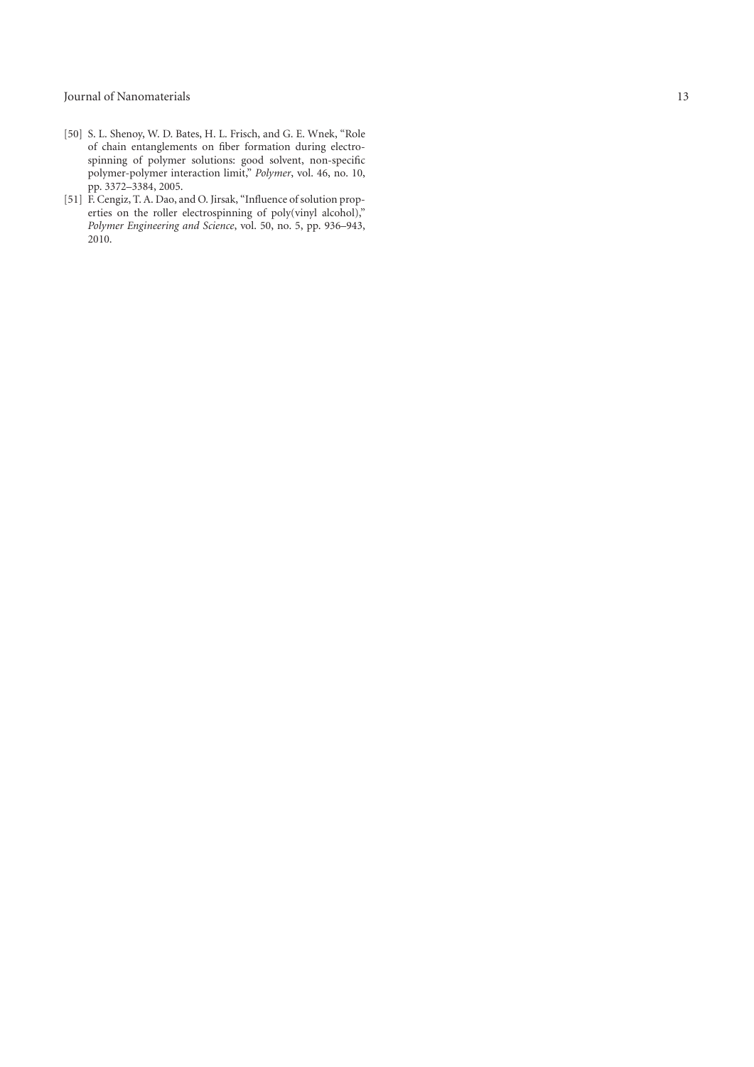[50] S. L. Shenoy, W. D. Bates, H. L. Frisch, and G. E. Wnek, "Role of chain entanglements on fiber formation during electrospinning of polymer solutions: good solvent, non-specific polymer-polymer interaction limit," *Polymer*, vol. 46, no. 10, pp. 3372–3384, 2005.

[51] F. Cengiz, T. A. Dao, and O. Jirsak, "Influence of solution properties on the roller electrospinning of poly(vinyl alcohol)," *Polymer Engineering and Science*, vol. 50, no. 5, pp. 936–943, 2010.